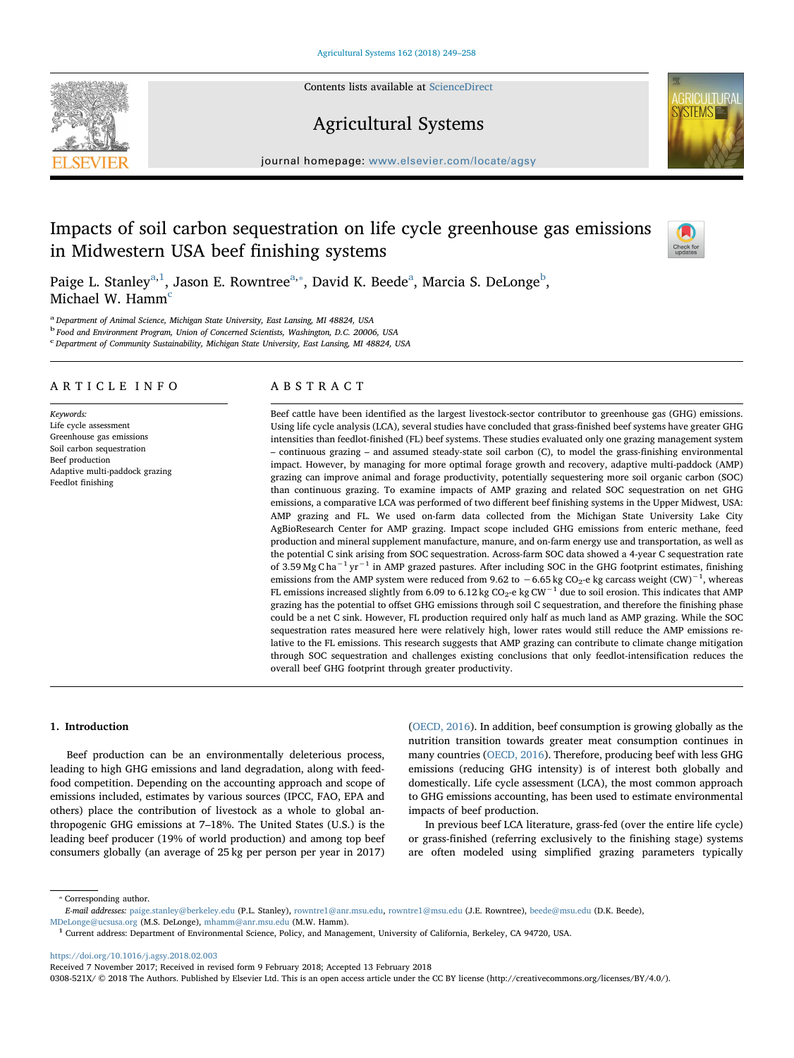# Impacts of soil carbon sequestration on life cycle greenhouse gas emissions in Midwestern USA beef finishing systems

Paige L. Stanley[a,1], Jason E. Rowntree[a,*], David K. Beede[a], Marcia S. DeLonge[b], Michael W. Hamm[c]

[a] Department of Animal Science, Michigan State University, East Lansing, MI 48824, USA
[b] Food and Environment Program, Union of Concerned Scientists, Washington, D.C. 20006, USA
[c] Department of Community Sustainability, Michigan State University, East Lansing, MI 48824, USA

## ARTICLE INFO

*Keywords:*
Life cycle assessment
Greenhouse gas emissions
Soil carbon sequestration
Beef production
Adaptive multi-paddock grazing
Feedlot finishing

## ABSTRACT

Beef cattle have been identified as the largest livestock-sector contributor to greenhouse gas (GHG) emissions. Using life cycle analysis (LCA), several studies have concluded that grass-finished beef systems have greater GHG intensities than feedlot-finished (FL) beef systems. These studies evaluated only one grazing management system – continuous grazing – and assumed steady-state soil carbon (C), to model the grass-finishing environmental impact. However, by managing for more optimal forage growth and recovery, adaptive multi-paddock (AMP) grazing can improve animal and forage productivity, potentially sequestering more soil organic carbon (SOC) than continuous grazing. To examine impacts of AMP grazing and related SOC sequestration on net GHG emissions, a comparative LCA was performed of two different beef finishing systems in the Upper Midwest, USA: AMP grazing and FL. We used on-farm data collected from the Michigan State University Lake City AgBioResearch Center for AMP grazing. Impact scope included GHG emissions from enteric methane, feed production and mineral supplement manufacture, manure, and on-farm energy use and transportation, as well as the potential C sink arising from SOC sequestration. Across-farm SOC data showed a 4-year C sequestration rate of 3.59 Mg C $ha^{-1}$ $yr^{-1}$ in AMP grazed pastures. After including SOC in the GHG footprint estimates, finishing emissions from the AMP system were reduced from 9.62 to −6.65 kg $CO_2$-e kg carcass weight $(CW)^{-1}$, whereas FL emissions increased slightly from 6.09 to 6.12 kg $CO_2$-e kg $CW^{-1}$ due to soil erosion. This indicates that AMP grazing has the potential to offset GHG emissions through soil C sequestration, and therefore the finishing phase could be a net C sink. However, FL production required only half as much land as AMP grazing. While the SOC sequestration rates measured here were relatively high, lower rates would still reduce the AMP emissions relative to the FL emissions. This research suggests that AMP grazing can contribute to climate change mitigation through SOC sequestration and challenges existing conclusions that only feedlot-intensification reduces the overall beef GHG footprint through greater productivity.

## 1. Introduction

Beef production can be an environmentally deleterious process, leading to high GHG emissions and land degradation, along with feed-food competition. Depending on the accounting approach and scope of emissions included, estimates by various sources (IPCC, FAO, EPA and others) place the contribution of livestock as a whole to global anthropogenic GHG emissions at 7–18%. The United States (U.S.) is the leading beef producer (19% of world production) and among top beef consumers globally (an average of 25 kg per person per year in 2017) (OECD, 2016). In addition, beef consumption is growing globally as the nutrition transition towards greater meat consumption continues in many countries (OECD, 2016). Therefore, producing beef with less GHG emissions (reducing GHG intensity) is of interest both globally and domestically. Life cycle assessment (LCA), the most common approach to GHG emissions accounting, has been used to estimate environmental impacts of beef production.

In previous beef LCA literature, grass-fed (over the entire life cycle) or grass-finished (referring exclusively to the finishing stage) systems are often modeled using simplified grazing parameters typically

---

* Corresponding author.
*E-mail addresses:* paige.stanley@berkeley.edu (P.L. Stanley), rowntre1@anr.msu.edu, rowntre1@msu.edu (J.E. Rowntree), beede@msu.edu (D.K. Beede), MDeLonge@ucsusa.org (M.S. DeLonge), mhamm@anr.msu.edu (M.W. Hamm).
[1] Current address: Department of Environmental Science, Policy, and Management, University of California, Berkeley, CA 94720, USA.

https://doi.org/10.1016/j.agsy.2018.02.003
Received 7 November 2017; Received in revised form 9 February 2018; Accepted 13 February 2018
0308-521X/ © 2018 The Authors. Published by Elsevier Ltd. This is an open access article under the CC BY license (http://creativecommons.org/licenses/BY/4.0/).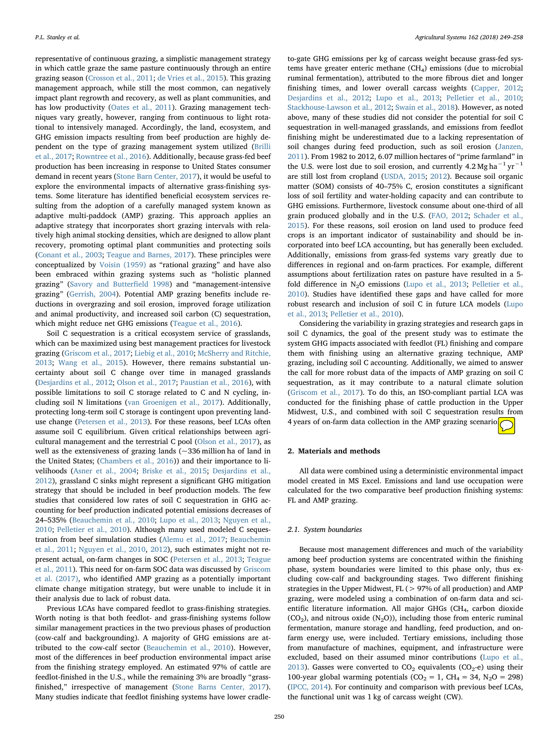representative of continuous grazing, a simplistic management strategy in which cattle graze the same pasture continuously through an entire grazing season (Crosson et al., 2011; de Vries et al., 2015). This grazing management approach, while still the most common, can negatively impact plant regrowth and recovery, as well as plant communities, and has low productivity (Oates et al., 2011). Grazing management techniques vary greatly, however, ranging from continuous to light rotational to intensively managed. Accordingly, the land, ecosystem, and GHG emission impacts resulting from beef production are highly dependent on the type of grazing management system utilized (Brilli et al., 2017; Rowntree et al., 2016). Additionally, because grass-fed beef production has been increasing in response to United States consumer demand in recent years (Stone Barn Center, 2017), it would be useful to explore the environmental impacts of alternative grass-finishing systems. Some literature has identified beneficial ecosystem services resulting from the adoption of a carefully managed system known as adaptive multi-paddock (AMP) grazing. This approach applies an adaptive strategy that incorporates short grazing intervals with relatively high animal stocking densities, which are designed to allow plant recovery, promoting optimal plant communities and protecting soils (Conant et al., 2003; Teague and Barnes, 2017). These principles were conceptualized by Voisin (1959) as "rational grazing" and have also been embraced within grazing systems such as "holistic planned grazing" (Savory and Butterfield 1998) and "management-intensive grazing" (Gerrish, 2004). Potential AMP grazing benefits include reductions in overgrazing and soil erosion, improved forage utilization and animal productivity, and increased soil carbon (C) sequestration, which might reduce net GHG emissions (Teague et al., 2016).

Soil C sequestration is a critical ecosystem service of grasslands, which can be maximized using best management practices for livestock grazing (Griscom et al., 2017; Liebig et al., 2010; McSherry and Ritchie, 2013; Wang et al., 2015). However, there remains substantial uncertainty about soil C change over time in managed grasslands (Desjardins et al., 2012; Olson et al., 2017; Paustian et al., 2016), with possible limitations to soil C storage related to C and N cycling, including soil N limitations (van Groenigen et al., 2017). Additionally, protecting long-term soil C storage is contingent upon preventing land-use change (Petersen et al., 2013). For these reasons, beef LCAs often assume soil C equilibrium. Given critical relationships between agricultural management and the terrestrial C pool (Olson et al., 2017), as well as the extensiveness of grazing lands (~336 million ha of land in the United States; (Chambers et al., 2016)) and their importance to livelihoods (Asner et al., 2004; Briske et al., 2015; Desjardins et al., 2012), grassland C sinks might represent a significant GHG mitigation strategy that should be included in beef production models. The few studies that considered low rates of soil C sequestration in GHG accounting for beef production indicated potential emissions decreases of 24–535% (Beauchemin et al., 2010; Lupo et al., 2013; Nguyen et al., 2010; Pelletier et al., 2010). Although many used modeled C sequestration from beef simulation studies (Alemu et al., 2017; Beauchemin et al., 2011; Nguyen et al., 2010, 2012), such estimates might not represent actual, on-farm changes in SOC (Petersen et al., 2013; Teague et al., 2011). This need for on-farm SOC data was discussed by Griscom et al. (2017), who identified AMP grazing as a potentially important climate change mitigation strategy, but were unable to include it in their analysis due to lack of robust data.

Previous LCAs have compared feedlot to grass-finishing strategies. Worth noting is that both feedlot- and grass-finishing systems follow similar management practices in the two previous phases of production (cow-calf and backgrounding). A majority of GHG emissions are attributed to the cow-calf sector (Beauchemin et al., 2010). However, most of the differences in beef production environmental impact arise from the finishing strategy employed. An estimated 97% of cattle are feedlot-finished in the U.S., while the remaining 3% are broadly "grass-finished," irrespective of management (Stone Barns Center, 2017). Many studies indicate that feedlot finishing systems have lower cradle-to-gate GHG emissions per kg of carcass weight because grass-fed systems have greater enteric methane ($CH_4$) emissions (due to microbial ruminal fermentation), attributed to the more fibrous diet and longer finishing times, and lower overall carcass weights (Capper, 2012; Desjardins et al., 2012; Lupo et al., 2013; Pelletier et al., 2010; Stackhouse-Lawson et al., 2012; Swain et al., 2018). However, as noted above, many of these studies did not consider the potential for soil C sequestration in well-managed grasslands, and emissions from feedlot finishing might be underestimated due to a lacking representation of soil changes during feed production, such as soil erosion (Janzen, 2011). From 1982 to 2012, 6.07 million hectares of "prime farmland" in the U.S. were lost due to soil erosion, and currently 4.2 Mg $ha^{-1}$ $yr^{-1}$ are still lost from cropland (USDA, 2015; 2012). Because soil organic matter (SOM) consists of 40–75% C, erosion constitutes a significant loss of soil fertility and water-holding capacity and can contribute to GHG emissions. Furthermore, livestock consume about one-third of all grain produced globally and in the U.S. (FAO, 2012; Schader et al., 2015). For these reasons, soil erosion on land used to produce feed crops is an important indicator of sustainability and should be incorporated into beef LCA accounting, but has generally been excluded. Additionally, emissions from grass-fed systems vary greatly due to differences in regional and on-farm practices. For example, different assumptions about fertilization rates on pasture have resulted in a 5-fold difference in $N_2O$ emissions (Lupo et al., 2013; Pelletier et al., 2010). Studies have identified these gaps and have called for more robust research and inclusion of soil C in future LCA models (Lupo et al., 2013; Pelletier et al., 2010).

Considering the variability in grazing strategies and research gaps in soil C dynamics, the goal of the present study was to estimate the system GHG impacts associated with feedlot (FL) finishing and compare them with finishing using an alternative grazing technique, AMP grazing, including soil C accounting. Additionally, we aimed to answer the call for more robust data of the impacts of AMP grazing on soil C sequestration, as it may contribute to a natural climate solution (Griscom et al., 2017). To do this, an ISO-compliant partial LCA was conducted for the finishing phase of cattle production in the Upper Midwest, U.S., and combined with soil C sequestration results from 4 years of on-farm data collection in the AMP grazing scenario.

## 2. Materials and methods

All data were combined using a deterministic environmental impact model created in MS Excel. Emissions and land use occupation were calculated for the two comparative beef production finishing systems: FL and AMP grazing.

### 2.1. System boundaries

Because most management differences and much of the variability among beef production systems are concentrated within the finishing phase, system boundaries were limited to this phase only, thus excluding cow-calf and backgrounding stages. Two different finishing strategies in the Upper Midwest, FL (> 97% of all production) and AMP grazing, were modeled using a combination of on-farm data and scientific literature information. All major GHGs ($CH_4$, carbon dioxide ($CO_2$), and nitrous oxide ($N_2O$)), including those from enteric ruminal fermentation, manure storage and handling, feed production, and on-farm energy use, were included. Tertiary emissions, including those from manufacture of machines, equipment, and infrastructure were excluded, based on their assumed minor contributions (Lupo et al., 2013). Gasses were converted to $CO_2$ equivalents ($CO_2$-e) using their 100-year global warming potentials ($CO_2$ = 1, $CH_4$ = 34, $N_2O$ = 298) (IPCC, 2014). For continuity and comparison with previous beef LCAs, the functional unit was 1 kg of carcass weight (CW).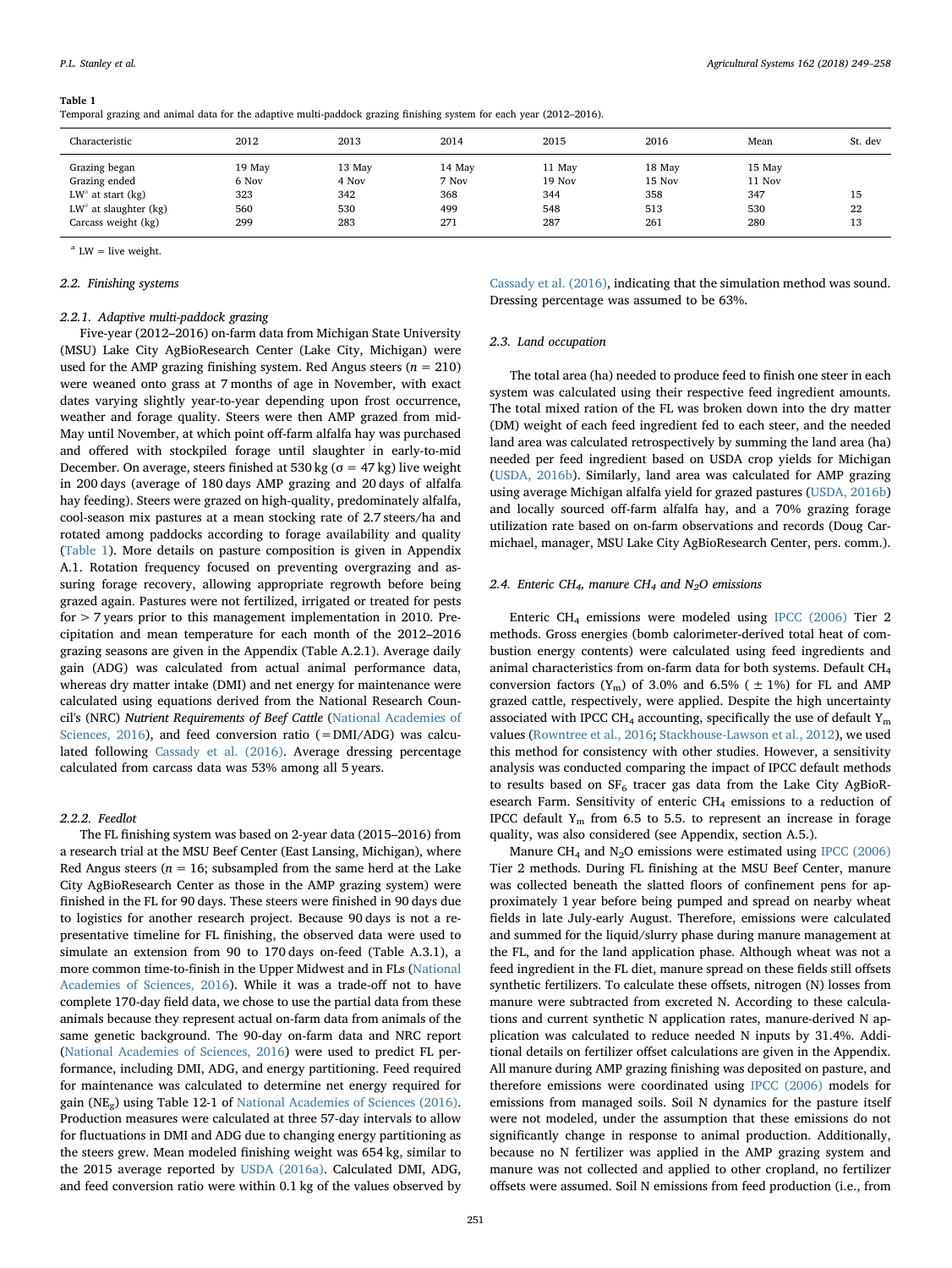**Table 1**
Temporal grazing and animal data for the adaptive multi-paddock grazing finishing system for each year (2012–2016).

| Characteristic | 2012 | 2013 | 2014 | 2015 | 2016 | Mean | St. dev |
|---|---|---|---|---|---|---|---|
| Grazing began | 19 May | 13 May | 14 May | 11 May | 18 May | 15 May | |
| Grazing ended | 6 Nov | 4 Nov | 7 Nov | 19 Nov | 15 Nov | 11 Nov | |
| LW[a] at start (kg) | 323 | 342 | 368 | 344 | 358 | 347 | 15 |
| LW[a] at slaughter (kg) | 560 | 530 | 499 | 548 | 513 | 530 | 22 |
| Carcass weight (kg) | 299 | 283 | 271 | 287 | 261 | 280 | 13 |

[a] LW = live weight.

### 2.2. Finishing systems

#### 2.2.1. Adaptive multi-paddock grazing

Five-year (2012–2016) on-farm data from Michigan State University (MSU) Lake City AgBioResearch Center (Lake City, Michigan) were used for the AMP grazing finishing system. Red Angus steers ($n$ = 210) were weaned onto grass at 7 months of age in November, with exact dates varying slightly year-to-year depending upon frost occurrence, weather and forage quality. Steers were then AMP grazed from mid-May until mid-November, at which point off-farm alfalfa hay was purchased and offered with stockpiled forage until slaughter in early-to-mid December. On average, steers finished at 530 kg ($\sigma$ = 47 kg) live weight in 200 days (average of 180 days AMP grazing and 20 days of alfalfa hay feeding). Steers were grazed on high-quality, predominately alfalfa, cool-season mix pastures at a mean stocking rate of 2.7 steers/ha and rotated among paddocks according to forage availability and quality (Table 1). More details on pasture composition is given in Appendix A.1. Rotation frequency focused on preventing overgrazing and assuring forage recovery, allowing appropriate regrowth before being grazed again. Pastures were not fertilized, irrigated or treated for pests for > 7 years prior to this management implementation in 2010. Precipitation and mean temperature for each month of the 2012–2016 grazing seasons are given in the Appendix (Table A.2.1). Average daily gain (ADG) was calculated from actual animal performance data, whereas dry matter intake (DMI) and net energy for maintenance were calculated using equations derived from the National Research Council's (NRC) *Nutrient Requirements of Beef Cattle* (National Academies of Sciences, 2016), and feed conversion ratio (=DMI/ADG) was calculated following Cassady et al. (2016). Average dressing percentage calculated from carcass data was 53% among all 5 years.

#### 2.2.2. Feedlot

The FL finishing system was based on 2-year data (2015–2016) from a research trial at the MSU Beef Center (East Lansing, Michigan), where Red Angus steers ($n$ = 16; subsampled from the same herd at the Lake City AgBioResearch Center as those in the AMP grazing system) were finished in the FL for 90 days. These steers were finished in 90 days due to logistics for another research project. Because 90 days is not a representative timeline for FL finishing, the observed data were used to simulate an extension from 90 to 170 days on-feed (Table A.3.1), a more common time-to-finish in the Upper Midwest and in FLs (National Academies of Sciences, 2016). While it was a trade-off not to have complete 170-day field data, we chose to use the partial data from these animals because they represent actual on-farm data from animals of the same genetic background. The 90-day on-farm data and NRC report (National Academies of Sciences, 2016) were used to predict FL performance, including DMI, ADG, and energy partitioning. Feed required for maintenance was calculated to determine net energy required for gain ($NE_g$) using Table 12-1 of National Academies of Sciences (2016). Production measures were calculated at three 57-day intervals to allow for fluctuations in DMI and ADG due to changing energy partitioning as the steers grew. Mean modeled finishing weight was 654 kg, similar to the 2015 average reported by USDA (2016a). Calculated DMI, ADG, and feed conversion ratio were within 0.1 kg of the values observed by Cassady et al. (2016), indicating that the simulation method was sound. Dressing percentage was assumed to be 63%.

### 2.3. Land occupation

The total area (ha) needed to produce feed to finish one steer in each system was calculated using their respective feed ingredient amounts. The total mixed ration of the FL was broken down into the dry matter (DM) weight of each feed ingredient fed to each steer, and the needed land area was calculated retrospectively by summing the land area (ha) needed per feed ingredient based on USDA crop yields for Michigan (USDA, 2016b). Similarly, land area was calculated for AMP grazing using average Michigan alfalfa yield for grazed pastures (USDA, 2016b) and locally sourced off-farm alfalfa hay, and a 70% grazing forage utilization rate based on on-farm observations and records (Doug Carmichael, manager, MSU Lake City AgBioResearch Center, pers. comm.).

### 2.4. Enteric $CH_4$, manure $CH_4$ and $N_2O$ emissions

Enteric $CH_4$ emissions were modeled using IPCC (2006) Tier 2 methods. Gross energies (bomb calorimeter-derived total heat of combustion energy contents) were calculated using feed ingredients and animal characteristics from on-farm data for both systems. Default $CH_4$ conversion factors ($Y_m$) of 3.0% and 6.5% ($\pm$ 1%) for FL and AMP grazed cattle, respectively, were applied. Despite the high uncertainty associated with IPCC $CH_4$ accounting, specifically the use of default $Y_m$ values (Rowntree et al., 2016; Stackhouse-Lawson et al., 2012), we used this method for consistency with other studies. However, a sensitivity analysis was conducted comparing the impact of IPCC default methods to results based on $SF_6$ tracer gas data from the Lake City AgBioResearch Farm. Sensitivity of enteric $CH_4$ emissions to a reduction of IPCC default $Y_m$ from 6.5 to 5.5. to represent an increase in forage quality, was also considered (see Appendix, section A.5.).

Manure $CH_4$ and $N_2O$ emissions were estimated using IPCC (2006) Tier 2 methods. During FL finishing at the MSU Beef Center, manure was collected beneath the slatted floors of confinement pens for approximately 1 year before being pumped and spread on nearby wheat fields in late July-early August. Therefore, emissions were calculated and summed for the liquid/slurry phase during manure management at the FL, and for the land application phase. Although wheat was not a feed ingredient in the FL diet, manure spread on these fields still offsets synthetic fertilizers. To calculate these offsets, nitrogen (N) losses from manure were subtracted from excreted N. According to these calculations and current synthetic N application rates, manure-derived N application was calculated to reduce needed N inputs by 31.4%. Additional details on fertilizer offset calculations are given in the Appendix. All manure during AMP grazing finishing was deposited on pasture, and therefore emissions were coordinated using IPCC (2006) models for emissions from managed soils. Soil N dynamics for the pasture itself were not modeled, under the assumption that these emissions do not significantly change in response to animal production. Additionally, because no N fertilizer was applied in the AMP grazing system and manure was not collected and applied to other cropland, no fertilizer offsets were assumed. Soil N emissions from feed production (i.e., from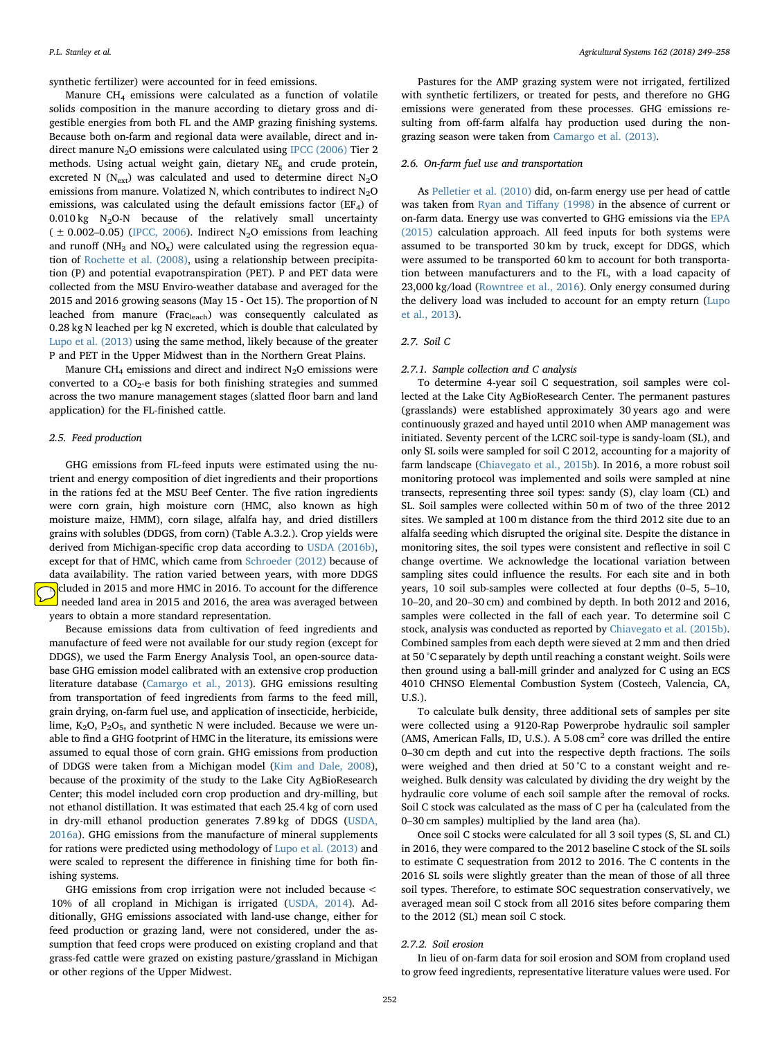synthetic fertilizer) were accounted for in feed emissions.

Manure $CH_4$ emissions were calculated as a function of volatile solids composition in the manure according to dietary gross and digestible energies from both FL and the AMP grazing finishing systems. Because both on-farm and regional data were available, direct and indirect manure $N_2O$ emissions were calculated using IPCC (2006) Tier 2 methods. Using actual weight gain, dietary $NE_g$ and crude protein, excreted N ($N_{ext}$) was calculated and used to determine direct $N_2O$ emissions from manure. Volatized N, which contributes to indirect $N_2O$ emissions, was calculated using the default emissions factor ($EF_4$) of 0.010 kg $N_2O$-N because of the relatively small uncertainty ($\pm$ 0.002–0.05) (IPCC, 2006). Indirect $N_2O$ emissions from leaching and runoff ($NH_3$ and $NO_x$) were calculated using the regression equation of Rochette et al. (2008), using a relationship between precipitation (P) and potential evapotranspiration (PET). P and PET data were collected from the MSU Enviro-weather database and averaged for the 2015 and 2016 growing seasons (May 15 - Oct 15). The proportion of N leached from manure ($Frac_{leach}$) was consequently calculated as 0.28 kg N leached per kg N excreted, which is double that calculated by Lupo et al. (2013) using the same method, likely because of the greater P and PET in the Upper Midwest than in the Northern Great Plains.

Manure $CH_4$ emissions and direct and indirect $N_2O$ emissions were converted to a $CO_2$-e basis for both finishing strategies and summed across the two manure management stages (slatted floor barn and land application) for the FL-finished cattle.

### 2.5. Feed production

GHG emissions from FL-feed inputs were estimated using the nutrient and energy composition of diet ingredients and their proportions in the rations fed at the MSU Beef Center. The five ration ingredients were corn grain, high moisture corn (HMC, also known as high moisture maize, HMM), corn silage, alfalfa hay, and dried distillers grains with solubles (DDGS, from corn) (Table A.3.2.). Crop yields were derived from Michigan-specific crop data according to USDA (2016b), except for that of HMC, which came from Schroeder (2012) because of data availability. The ration varied between years, with more DDGS included in 2015 and more HMC in 2016. To account for the difference in needed land area in 2015 and 2016, the area was averaged between years to obtain a more standard representation.

Because emissions data from cultivation of feed ingredients and manufacture of feed were not available for our study region (except for DDGS), we used the Farm Energy Analysis Tool, an open-source database GHG emission model calibrated with an extensive crop production literature database (Camargo et al., 2013). GHG emissions resulting from transportation of feed ingredients from farms to the feed mill, grain drying, on-farm fuel use, and application of insecticide, herbicide, lime, $K_2O$, $P_2O_5$, and synthetic N were included. Because we were unable to find a GHG footprint of HMC in the literature, its emissions were assumed to equal those of corn grain. GHG emissions from production of DDGS were taken from a Michigan model (Kim and Dale, 2008), because of the proximity of the study to the Lake City AgBioResearch Center; this model included corn crop production and dry-milling, but not ethanol distillation. It was estimated that each 25.4 kg of corn used in dry-mill ethanol production generates 7.89 kg of DDGS (USDA, 2016a). GHG emissions from the manufacture of mineral supplements for rations were predicted using methodology of Lupo et al. (2013) and were scaled to represent the difference in finishing time for both finishing systems.

GHG emissions from crop irrigation were not included because < 10% of all cropland in Michigan is irrigated (USDA, 2014). Additionally, GHG emissions associated with land-use change, either for feed production or grazing land, were not considered, under the assumption that feed crops were produced on existing cropland and that grass-fed cattle were grazed on existing pasture/grassland in Michigan or other regions of the Upper Midwest.

Pastures for the AMP grazing system were not irrigated, fertilized with synthetic fertilizers, or treated for pests, and therefore no GHG emissions were generated from these processes. GHG emissions resulting from off-farm alfalfa hay production used during the non-grazing season were taken from Camargo et al. (2013).

### 2.6. On-farm fuel use and transportation

As Pelletier et al. (2010) did, on-farm energy use per head of cattle was taken from Ryan and Tiffany (1998) in the absence of current or on-farm data. Energy use was converted to GHG emissions via the EPA (2015) calculation approach. All feed inputs for both systems were assumed to be transported 30 km by truck, except for DDGS, which were assumed to be transported 60 km to account for both transportation between manufacturers and to the FL, with a load capacity of 23,000 kg/load (Rowntree et al., 2016). Only energy consumed during the delivery load was included to account for an empty return (Lupo et al., 2013).

### 2.7. Soil C

#### 2.7.1. Sample collection and C analysis

To determine 4-year soil C sequestration, soil samples were collected at the Lake City AgBioResearch Center. The permanent pastures (grasslands) were established approximately 30 years ago and were continuously grazed and hayed until 2010 when AMP management was initiated. Seventy percent of the LCRC soil-type is sandy-loam (SL), and only SL soils were sampled for soil C 2012, accounting for a majority of farm landscape (Chiavegato et al., 2015b). In 2016, a more robust soil monitoring protocol was implemented and soils were sampled at nine transects, representing three soil types: sandy (S), clay loam (CL) and SL. Soil samples were collected within 50 m of two of the three 2012 sites. We sampled at 100 m distance from the third 2012 site due to an alfalfa seeding which disrupted the original site. Despite the distance in monitoring sites, the soil types were consistent and reflective in soil C change overtime. We acknowledge the locational variation between sampling sites could influence the results. For each site and in both years, 10 soil sub-samples were collected at four depths (0–5, 5–10, 10–20, and 20–30 cm) and combined by depth. In both 2012 and 2016, samples were collected in the fall of each year. To determine soil C stock, analysis was conducted as reported by Chiavegato et al. (2015b). Combined samples from each depth were sieved at 2 mm and then dried at 50 °C separately by depth until reaching a constant weight. Soils were then ground using a ball-mill grinder and analyzed for C using an ECS 4010 CHNSO Elemental Combustion System (Costech, Valencia, CA, U.S.).

To calculate bulk density, three additional sets of samples per site were collected using a 9120-Rap Powerprobe hydraulic soil sampler (AMS, American Falls, ID, U.S.). A 5.08 $cm^2$ core was drilled the entire 0–30 cm depth and cut into the respective depth fractions. The soils were weighed and then dried at 50 °C to a constant weight and reweighed. Bulk density was calculated by dividing the dry weight by the hydraulic core volume of each soil sample after the removal of rocks. Soil C stock was calculated as the mass of C per ha (calculated from the 0–30 cm samples) multiplied by the land area (ha).

Once soil C stocks were calculated for all 3 soil types (S, SL and CL) in 2016, they were compared to the 2012 baseline C stock of the SL soils to estimate C sequestration from 2012 to 2016. The C contents in the 2016 SL soils were slightly greater than the mean of those of all three soil types. Therefore, to estimate SOC sequestration conservatively, we averaged mean soil C stock from all 2016 sites before comparing them to the 2012 (SL) mean soil C stock.

#### 2.7.2. Soil erosion

In lieu of on-farm data for soil erosion and SOM from cropland used to grow feed ingredients, representative literature values were used. For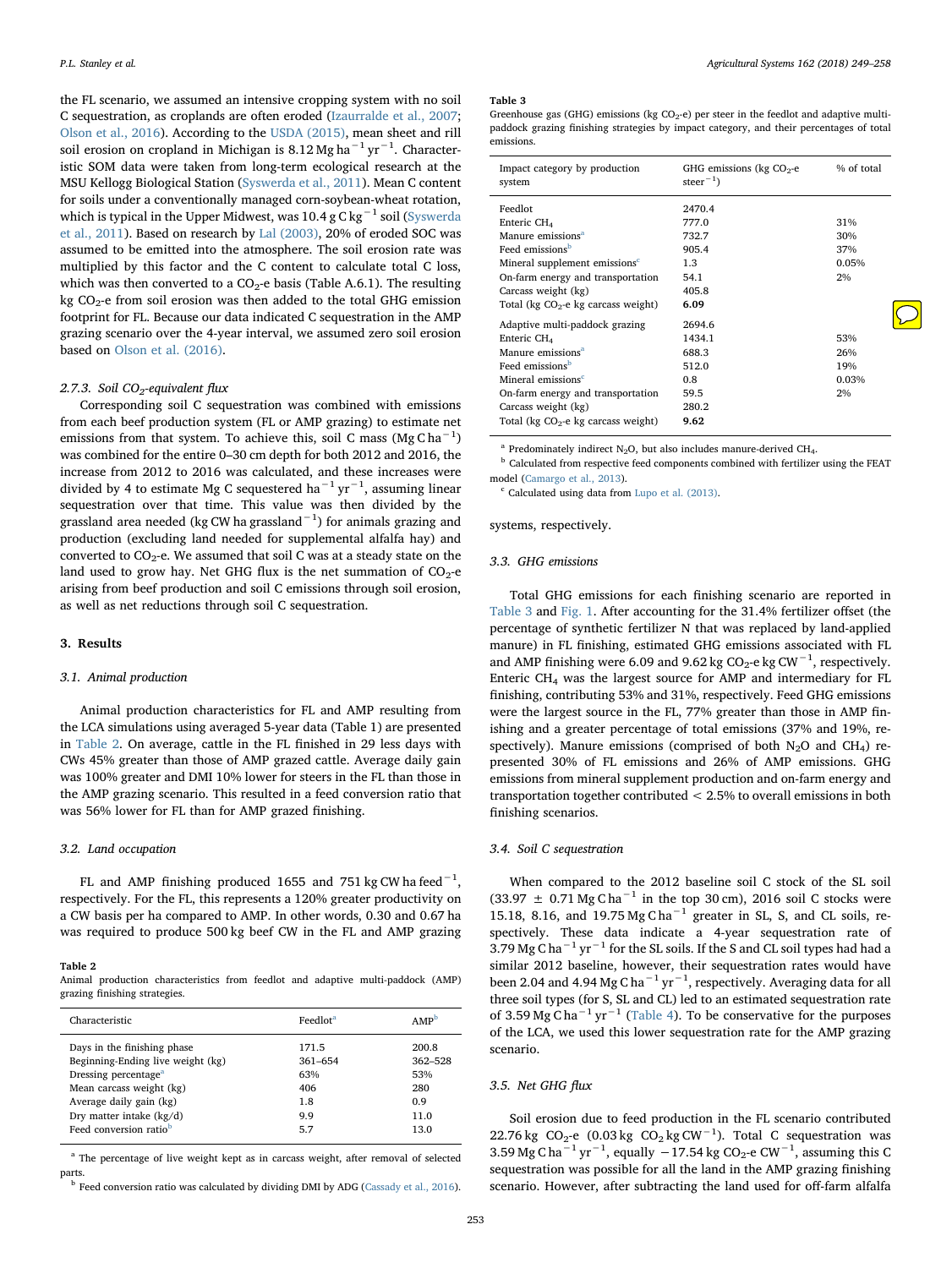the FL scenario, we assumed an intensive cropping system with no soil C sequestration, as croplands are often eroded (Izaurralde et al., 2007; Olson et al., 2016). According to the USDA (2015), mean sheet and rill soil erosion on cropland in Michigan is 8.12 $Mg\ ha^{-1}\ yr^{-1}$. Characteristic SOM data were taken from long-term ecological research at the MSU Kellogg Biological Station (Syswerda et al., 2011). Mean C content for soils under a conventionally managed corn-soybean-wheat rotation, which is typical in the Upper Midwest, was 10.4 $g\ C\ kg^{-1}$ soil (Syswerda et al., 2011). Based on research by Lal (2003), 20% of eroded SOC was assumed to be emitted into the atmosphere. The soil erosion rate was multiplied by this factor and the C content to calculate total C loss, which was then converted to a $CO_2$-e basis (Table A.6.1). The resulting kg $CO_2$-e from soil erosion was then added to the total GHG emission footprint for FL. Because our data indicated C sequestration in the AMP grazing scenario over the 4-year interval, we assumed zero soil erosion based on Olson et al. (2016).

### 2.7.3. Soil $CO_2$-equivalent flux

Corresponding soil C sequestration was combined with emissions from each beef production system (FL or AMP grazing) to estimate net emissions from that system. To achieve this, soil C mass ($Mg\ C\ ha^{-1}$) was combined for the entire 0–30 cm depth for both 2012 and 2016, the increase from 2012 to 2016 was calculated, and these increases were divided by 4 to estimate Mg C sequestered $ha^{-1}\ yr^{-1}$, assuming linear sequestration over that time. This value was then divided by the grassland area needed (kg CW ha $grassland^{-1}$) for animals grazing and production (excluding land needed for supplemental alfalfa hay) and converted to $CO_2$-e. We assumed that soil C was at a steady state on the land used to grow hay. Net GHG flux is the net summation of $CO_2$-e arising from beef production and soil C emissions through soil erosion, as well as net reductions through soil C sequestration.

## 3. Results

### 3.1. Animal production

Animal production characteristics for FL and AMP resulting from the LCA simulations using averaged 5-year data (Table 1) are presented in Table 2. On average, cattle in the FL finished in 29 less days with CWs 45% greater than those of AMP grazed cattle. Average daily gain was 100% greater and DMI 10% lower for steers in the FL than those in the AMP grazing scenario. This resulted in a feed conversion ratio that was 56% lower for FL than for AMP grazed finishing.

### 3.2. Land occupation

FL and AMP finishing produced 1655 and 751 kg CW ha $feed^{-1}$, respectively. For the FL, this represents a 120% greater productivity on a CW basis per ha compared to AMP. In other words, 0.30 and 0.67 ha was required to produce 500 kg beef CW in the FL and AMP grazing systems, respectively.

**Table 2**
Animal production characteristics from feedlot and adaptive multi-paddock (AMP) grazing finishing strategies.

| Characteristic | Feedlot[a] | AMP[b] |
|---|---|---|
| Days in the finishing phase | 171.5 | 200.8 |
| Beginning-Ending live weight (kg) | 361–654 | 362–528 |
| Dressing percentage[a] | 63% | 53% |
| Mean carcass weight (kg) | 406 | 280 |
| Average daily gain (kg) | 1.8 | 0.9 |
| Dry matter intake (kg/d) | 9.9 | 11.0 |
| Feed conversion ratio[b] | 5.7 | 13.0 |

[a] The percentage of live weight kept as in carcass weight, after removal of selected parts.
[b] Feed conversion ratio was calculated by dividing DMI by ADG (Cassady et al., 2016).

**Table 3**
Greenhouse gas (GHG) emissions (kg $CO_2$-e) per steer in the feedlot and adaptive multi-paddock grazing finishing strategies by impact category, and their percentages of total emissions.

| Impact category by production system | GHG emissions (kg $CO_2$-e $steer^{-1}$) | % of total |
|---|---|---|
| Feedlot | 2470.4 | |
| Enteric $CH_4$ | 777.0 | 31% |
| Manure emissions[a] | 732.7 | 30% |
| Feed emissions[b] | 905.4 | 37% |
| Mineral supplement emissions[c] | 1.3 | 0.05% |
| On-farm energy and transportation | 54.1 | 2% |
| Carcass weight (kg) | 405.8 | |
| Total (kg $CO_2$-e kg carcass weight) | **6.09** | |
| Adaptive multi-paddock grazing | 2694.6 | |
| Enteric $CH_4$ | 1434.1 | 53% |
| Manure emissions[a] | 688.3 | 26% |
| Feed emissions[b] | 512.0 | 19% |
| Mineral emissions[c] | 0.8 | 0.03% |
| On-farm energy and transportation | 59.5 | 2% |
| Carcass weight (kg) | 280.2 | |
| Total (kg $CO_2$-e kg carcass weight) | **9.62** | |

[a] Predominately indirect $N_2O$, but also includes manure-derived $CH_4$.
[b] Calculated from respective feed components combined with fertilizer using the FEAT model (Camargo et al., 2013).
[c] Calculated using data from Lupo et al. (2013).

### 3.3. GHG emissions

Total GHG emissions for each finishing scenario are reported in Table 3 and Fig. 1. After accounting for the 31.4% fertilizer offset (the percentage of synthetic fertilizer N that was replaced by land-applied manure) in FL finishing, estimated GHG emissions associated with FL and AMP finishing were 6.09 and 9.62 kg $CO_2$-e kg $CW^{-1}$, respectively. Enteric $CH_4$ was the largest source for AMP and intermediary for FL finishing, contributing 53% and 31%, respectively. Feed GHG emissions were the largest source in the FL, 77% greater than those in AMP finishing and a greater percentage of total emissions (37% and 19%, respectively). Manure emissions (comprised of both $N_2O$ and $CH_4$) represented 30% of FL emissions and 26% of AMP emissions. GHG emissions from mineral supplement production and on-farm energy and transportation together contributed < 2.5% to overall emissions in both finishing scenarios.

### 3.4. Soil C sequestration

When compared to the 2012 baseline soil C stock of the SL soil (33.97 ± 0.71 $Mg\ C\ ha^{-1}$ in the top 30 cm), 2016 soil C stocks were 15.18, 8.16, and 19.75 $Mg\ C\ ha^{-1}$ greater in SL, S, and CL soils, respectively. These data indicate a 4-year sequestration rate of 3.79 $Mg\ C\ ha^{-1}\ yr^{-1}$ for the SL soils. If the S and CL soil types had had a similar 2012 baseline, however, their sequestration rates would have been 2.04 and 4.94 $Mg\ C\ ha^{-1}\ yr^{-1}$, respectively. Averaging data for all three soil types (for S, SL and CL) led to an estimated sequestration rate of 3.59 $Mg\ C\ ha^{-1}\ yr^{-1}$ (Table 4). To be conservative for the purposes of the LCA, we used this lower sequestration rate for the AMP grazing scenario.

### 3.5. Net GHG flux

Soil erosion due to feed production in the FL scenario contributed 22.76 kg $CO_2$-e (0.03 kg $CO_2$ kg $CW^{-1}$). Total C sequestration was 3.59 $Mg\ C\ ha^{-1}\ yr^{-1}$, equally −17.54 kg $CO_2$-e $CW^{-1}$, assuming this C sequestration was possible for all the land in the AMP grazing finishing scenario. However, after subtracting the land used for off-farm alfalfa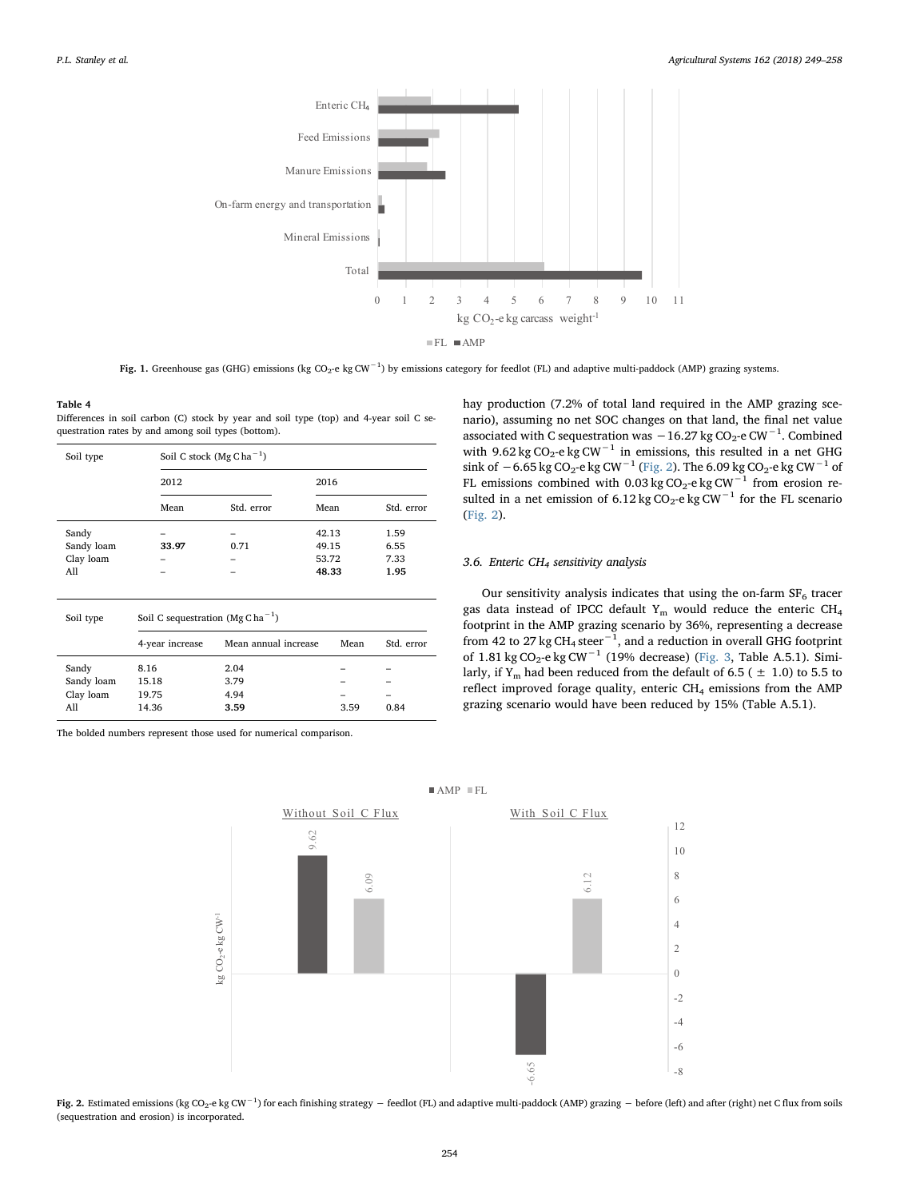Fig. 1. Greenhouse gas (GHG) emissions (kg $CO_2$-e kg $CW^{-1}$) by emissions category for feedlot (FL) and adaptive multi-paddock (AMP) grazing systems.

**Table 4**
Differences in soil carbon (C) stock by year and soil type (top) and 4-year soil C sequestration rates by and among soil types (bottom).

| Soil type | Soil C stock (Mg C $ha^{-1}$) | | | |
|---|---|---|---|---|
| | 2012 | | 2016 | |
| | Mean | Std. error | Mean | Std. error |
| Sandy | – | – | 42.13 | 1.59 |
| Sandy loam | **33.97** | 0.71 | 49.15 | 6.55 |
| Clay loam | – | – | 53.72 | 7.33 |
| All | – | – | **48.33** | **1.95** |

| Soil type | Soil C sequestration (Mg C $ha^{-1}$) | | | |
|---|---|---|---|---|
| | 4-year increase | Mean annual increase | Mean | Std. error |
| Sandy | 8.16 | 2.04 | – | – |
| Sandy loam | 15.18 | 3.79 | – | – |
| Clay loam | 19.75 | 4.94 | – | – |
| All | 14.36 | **3.59** | 3.59 | 0.84 |

The bolded numbers represent those used for numerical comparison.

hay production (7.2% of total land required in the AMP grazing scenario), assuming no net SOC changes on that land, the final net value associated with C sequestration was −16.27 kg $CO_2$-e $CW^{-1}$. Combined with 9.62 kg $CO_2$-e kg $CW^{-1}$ in emissions, this resulted in a net GHG sink of −6.65 kg $CO_2$-e kg $CW^{-1}$ (Fig. 2). The 6.09 kg $CO_2$-e kg $CW^{-1}$ of FL emissions combined with 0.03 kg $CO_2$-e kg $CW^{-1}$ from erosion resulted in a net emission of 6.12 kg $CO_2$-e kg $CW^{-1}$ for the FL scenario (Fig. 2).

### 3.6. Enteric $CH_4$ sensitivity analysis

Our sensitivity analysis indicates that using the on-farm $SF_6$ tracer gas data instead of IPCC default $Y_m$ would reduce the enteric $CH_4$ footprint in the AMP grazing scenario by 36%, representing a decrease from 42 to 27 kg $CH_4$ $steer^{-1}$, and a reduction in overall GHG footprint of 1.81 kg $CO_2$-e kg $CW^{-1}$ (19% decrease) (Fig. 3, Table A.5.1). Similarly, if $Y_m$ had been reduced from the default of 6.5 (± 1.0) to 5.5 to reflect improved forage quality, enteric $CH_4$ emissions from the AMP grazing scenario would have been reduced by 15% (Table A.5.1).

Fig. 2. Estimated emissions (kg $CO_2$-e kg $CW^{-1}$) for each finishing strategy − feedlot (FL) and adaptive multi-paddock (AMP) grazing − before (left) and after (right) net C flux from soils (sequestration and erosion) is incorporated.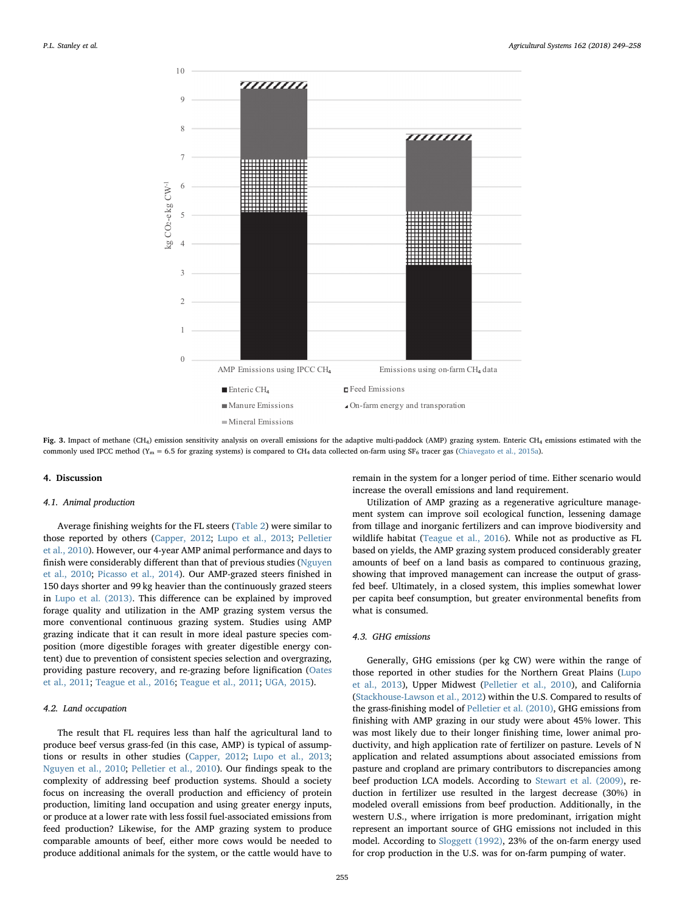Fig. 3. Impact of methane ($CH_4$) emission sensitivity analysis on overall emissions for the adaptive multi-paddock (AMP) grazing system. Enteric $CH_4$ emissions estimated with the commonly used IPCC method ($Y_m$ = 6.5 for grazing systems) is compared to $CH_4$ data collected on-farm using $SF_6$ tracer gas (Chiavegato et al., 2015a).

## 4. Discussion

### 4.1. Animal production

Average finishing weights for the FL steers (Table 2) were similar to those reported by others (Capper, 2012; Lupo et al., 2013; Pelletier et al., 2010). However, our 4-year AMP animal performance and days to finish were considerably different than that of previous studies (Nguyen et al., 2010; Picasso et al., 2014). Our AMP-grazed steers finished in 150 days shorter and 99 kg heavier than the continuously grazed steers in Lupo et al. (2013). This difference can be explained by improved forage quality and utilization in the AMP grazing system versus the more conventional continuous grazing system. Studies using AMP grazing indicate that it can result in more ideal pasture species composition (more digestible forages with greater digestible energy content) due to prevention of consistent species selection and overgrazing, providing pasture recovery, and re-grazing before lignification (Oates et al., 2011; Teague et al., 2016; Teague et al., 2011; UGA, 2015).

### 4.2. Land occupation

The result that FL requires less than half the agricultural land to produce beef versus grass-fed (in this case, AMP) is typical of assumptions or results in other studies (Capper, 2012; Lupo et al., 2013; Nguyen et al., 2010; Pelletier et al., 2010). Our findings speak to the complexity of addressing beef production systems. Should a society focus on increasing the overall production and efficiency of protein production, limiting land occupation and using greater energy inputs, or produce at a lower rate with less fossil fuel-associated emissions from feed production? Likewise, for the AMP grazing system to produce comparable amounts of beef, either more cows would be needed to produce additional animals for the system, or the cattle would have to remain in the system for a longer period of time. Either scenario would increase the overall emissions and land requirement.

Utilization of AMP grazing as a regenerative agriculture management system can improve soil ecological function, lessening damage from tillage and inorganic fertilizers and can improve biodiversity and wildlife habitat (Teague et al., 2016). While not as productive as FL based on yields, the AMP grazing system produced considerably greater amounts of beef on a land basis as compared to continuous grazing, showing that improved management can increase the output of grass-fed beef. Ultimately, in a closed system, this implies somewhat lower per capita beef consumption, but greater environmental benefits from what is consumed.

### 4.3. GHG emissions

Generally, GHG emissions (per kg CW) were within the range of those reported in other studies for the Northern Great Plains (Lupo et al., 2013), Upper Midwest (Pelletier et al., 2010), and California (Stackhouse-Lawson et al., 2012) within the U.S. Compared to results of the grass-finishing model of Pelletier et al. (2010), GHG emissions from finishing with AMP grazing in our study were about 45% lower. This was most likely due to their longer finishing time, lower animal productivity, and high application rate of fertilizer on pasture. Levels of N application and related assumptions about associated emissions from pasture and cropland are primary contributors to discrepancies among beef production LCA models. According to Stewart et al. (2009), reduction in fertilizer use resulted in the largest decrease (30%) in modeled overall emissions from beef production. Additionally, in the western U.S., where irrigation is more predominant, irrigation might represent an important source of GHG emissions not included in this model. According to Sloggett (1992), 23% of the on-farm energy used for crop production in the U.S. was for on-farm pumping of water.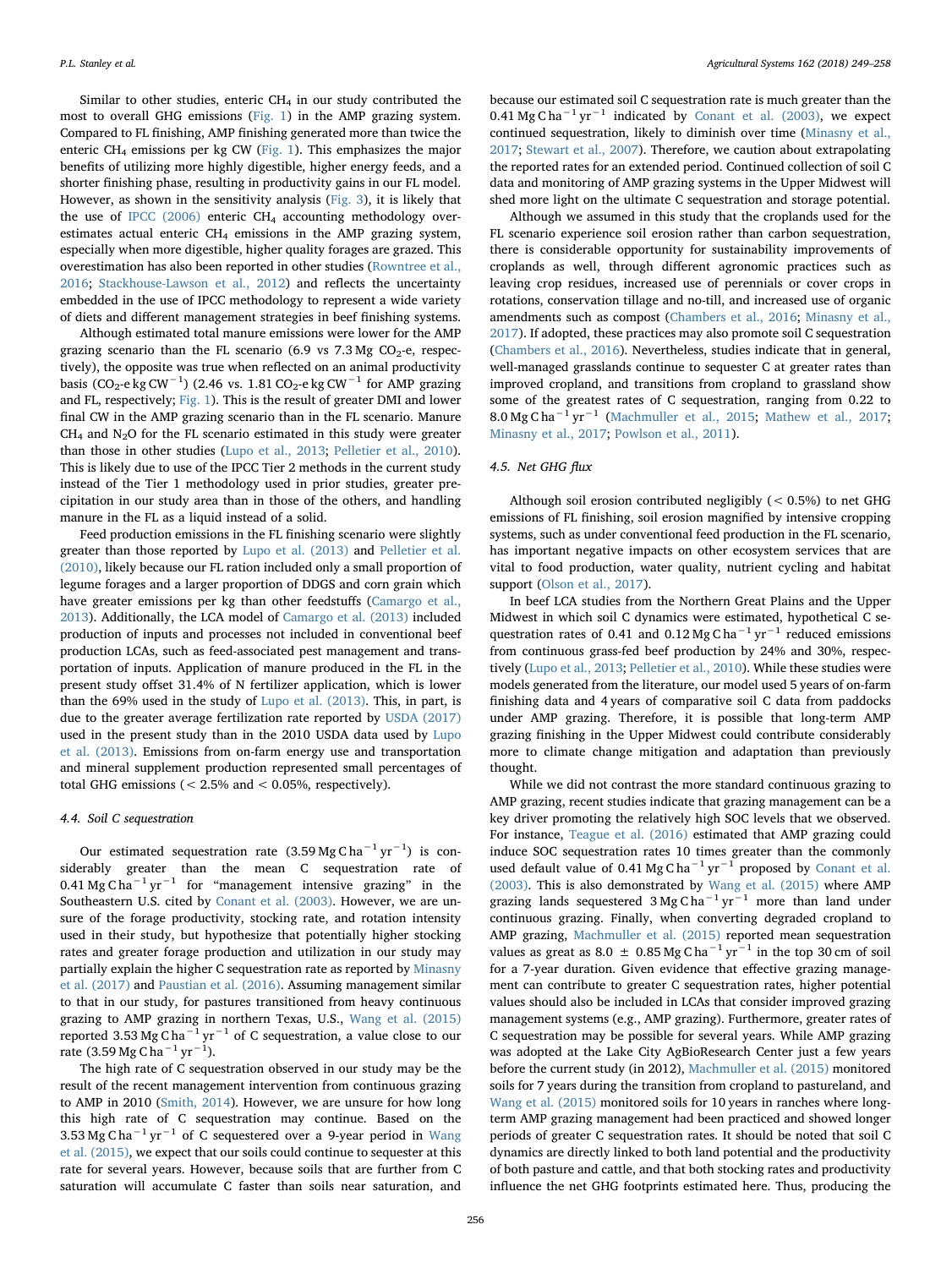Similar to other studies, enteric $CH_4$ in our study contributed the most to overall GHG emissions (Fig. 1) in the AMP grazing system. Compared to FL finishing, AMP finishing generated more than twice the enteric $CH_4$ emissions per kg CW (Fig. 1). This emphasizes the major benefits of utilizing more highly digestible, higher energy feeds, and a shorter finishing phase, resulting in productivity gains in our FL model. However, as shown in the sensitivity analysis (Fig. 3), it is likely that the use of IPCC (2006) enteric $CH_4$ accounting methodology overestimates actual enteric $CH_4$ emissions in the AMP grazing system, especially when more digestible, higher quality forages are grazed. This overestimation has also been reported in other studies (Rowntree et al., 2016; Stackhouse-Lawson et al., 2012) and reflects the uncertainty embedded in the use of IPCC methodology to represent a wide variety of diets and different management strategies in beef finishing systems.

Although estimated total manure emissions were lower for the AMP grazing scenario than the FL scenario (6.9 vs 7.3 Mg $CO_2$-e, respectively), the opposite was true when reflected on an animal productivity basis ($CO_2$-e kg $CW^{-1}$) (2.46 vs. 1.81 $CO_2$-e kg $CW^{-1}$ for AMP grazing and FL, respectively; Fig. 1). This is the result of greater DMI and lower final CW in the AMP grazing scenario than in the FL scenario. Manure $CH_4$ and $N_2O$ for the FL scenario estimated in this study were greater than those in other studies (Lupo et al., 2013; Pelletier et al., 2010). This is likely due to use of the IPCC Tier 2 methods in the current study instead of the Tier 1 methodology used in prior studies, greater precipitation in our study area than in those of the others, and handling manure in the FL as a liquid instead of a solid.

Feed production emissions in the FL finishing scenario were slightly greater than those reported by Lupo et al. (2013) and Pelletier et al. (2010), likely because our FL ration included only a small proportion of legume forages and a larger proportion of DDGS and corn grain which have greater emissions per kg than other feedstuffs (Camargo et al., 2013). Additionally, the LCA model of Camargo et al. (2013) included production of inputs and processes not included in conventional beef production LCAs, such as feed-associated pest management and transportation of inputs. Application of manure produced in the FL in the present study offset 31.4% of N fertilizer application, which is lower than the 69% used in the study of Lupo et al. (2013). This, in part, is due to the greater average fertilization rate reported by USDA (2017) used in the present study than in the 2010 USDA data used by Lupo et al. (2013). Emissions from on-farm energy use and transportation and mineral supplement production represented small percentages of total GHG emissions (< 2.5% and < 0.05%, respectively).

### 4.4. Soil C sequestration

Our estimated sequestration rate (3.59 Mg C $ha^{-1}$ $yr^{-1}$) is considerably greater than the mean C sequestration rate of 0.41 Mg C $ha^{-1}$ $yr^{-1}$ for "management intensive grazing" in the Southeastern U.S. cited by Conant et al. (2003). However, we are unsure of the forage productivity, stocking rate, and rotation intensity used in their study, but hypothesize that potentially higher stocking rates and greater forage production and utilization in our study may partially explain the higher C sequestration rate as reported by Minasny et al. (2017) and Paustian et al. (2016). Assuming management similar to that in our study, for pastures transitioned from heavy continuous grazing to AMP grazing in northern Texas, U.S., Wang et al. (2015) reported 3.53 Mg C $ha^{-1}$ $yr^{-1}$ of C sequestration, a value close to our rate (3.59 Mg C $ha^{-1}$ $yr^{-1}$).

The high rate of C sequestration observed in our study may be the result of the recent management intervention from continuous grazing to AMP in 2010 (Smith, 2014). However, we are unsure for how long this high rate of C sequestration may continue. Based on the 3.53 Mg C $ha^{-1}$ $yr^{-1}$ of C sequestered over a 9-year period in Wang et al. (2015), we expect that our soils could continue to sequester at this rate for several years. However, because soils that are further from C saturation will accumulate C faster than soils near saturation, and because our estimated soil C sequestration rate is much greater than the 0.41 Mg C $ha^{-1}$ $yr^{-1}$ indicated by Conant et al. (2003), we expect continued sequestration, likely to diminish over time (Minasny et al., 2017; Stewart et al., 2007). Therefore, we caution about extrapolating the reported rates for an extended period. Continued collection of soil C data and monitoring of AMP grazing systems in the Upper Midwest will shed more light on the ultimate C sequestration and storage potential.

Although we assumed in this study that the croplands used for the FL scenario experience soil erosion rather than carbon sequestration, there is considerable opportunity for sustainability improvements of croplands as well, through different agronomic practices such as leaving crop residues, increased use of perennials or cover crops in rotations, conservation tillage and no-till, and increased use of organic amendments such as compost (Chambers et al., 2016; Minasny et al., 2017). If adopted, these practices may also promote soil C sequestration (Chambers et al., 2016). Nevertheless, studies indicate that in general, well-managed grasslands continue to sequester C at greater rates than improved cropland, and transitions from cropland to grassland show some of the greatest rates of C sequestration, ranging from 0.22 to 8.0 Mg C $ha^{-1}$ $yr^{-1}$ (Machmuller et al., 2015; Mathew et al., 2017; Minasny et al., 2017; Powlson et al., 2011).

### 4.5. Net GHG flux

Although soil erosion contributed negligibly (< 0.5%) to net GHG emissions of FL finishing, soil erosion magnified by intensive cropping systems, such as under conventional feed production in the FL scenario, has important negative impacts on other ecosystem services that are vital to food production, water quality, nutrient cycling and habitat support (Olson et al., 2017).

In beef LCA studies from the Northern Great Plains and the Upper Midwest in which soil C dynamics were estimated, hypothetical C sequestration rates of 0.41 and 0.12 Mg C $ha^{-1}$ $yr^{-1}$ reduced emissions from continuous grass-fed beef production by 24% and 30%, respectively (Lupo et al., 2013; Pelletier et al., 2010). While these studies were models generated from the literature, our model used 5 years of on-farm finishing data and 4 years of comparative soil C data from paddocks under AMP grazing. Therefore, it is possible that long-term AMP grazing finishing in the Upper Midwest could contribute considerably more to climate change mitigation and adaptation than previously thought.

While we did not contrast the more standard continuous grazing to AMP grazing, recent studies indicate that grazing management can be a key driver promoting the relatively high SOC levels that we observed. For instance, Teague et al. (2016) estimated that AMP grazing could induce SOC sequestration rates 10 times greater than the commonly used default value of 0.41 Mg C $ha^{-1}$ $yr^{-1}$ proposed by Conant et al. (2003). This is also demonstrated by Wang et al. (2015) where AMP grazing lands sequestered 3 Mg C $ha^{-1}$ $yr^{-1}$ more than land under continuous grazing. Finally, when converting degraded cropland to AMP grazing, Machmuller et al. (2015) reported mean sequestration values as great as 8.0 ± 0.85 Mg C $ha^{-1}$ $yr^{-1}$ in the top 30 cm of soil for a 7-year duration. Given evidence that effective grazing management can contribute to greater C sequestration rates, higher potential values should also be included in LCAs that consider improved grazing management systems (e.g., AMP grazing). Furthermore, greater rates of C sequestration may be possible for several years. While AMP grazing was adopted at the Lake City AgBioResearch Center just a few years before the current study (in 2012), Machmuller et al. (2015) monitored soils for 7 years during the transition from cropland to pastureland, and Wang et al. (2015) monitored soils for 10 years in ranches where long-term AMP grazing management had been practiced and showed longer periods of greater C sequestration rates. It should be noted that soil C dynamics are directly linked to both land potential and the productivity of both pasture and cattle, and that both stocking rates and productivity influence the net GHG footprints estimated here. Thus, producing the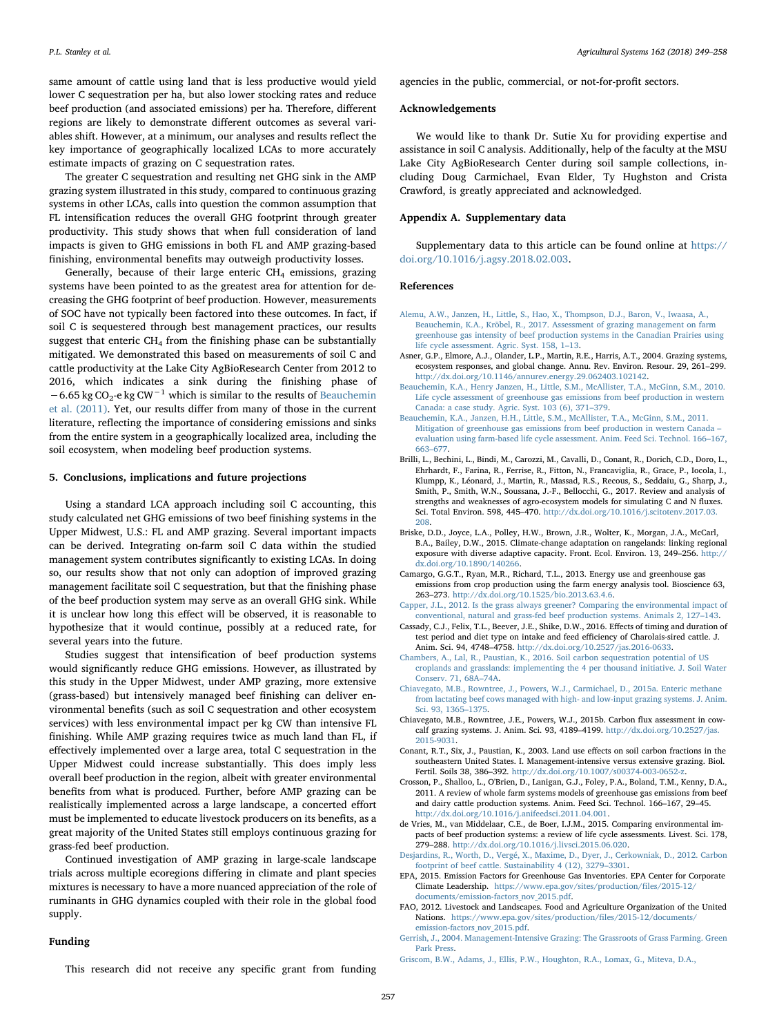same amount of cattle using land that is less productive would yield lower C sequestration per ha, but also lower stocking rates and reduce beef production (and associated emissions) per ha. Therefore, different regions are likely to demonstrate different outcomes as several variables shift. However, at a minimum, our analyses and results reflect the key importance of geographically localized LCAs to more accurately estimate impacts of grazing on C sequestration rates.

The greater C sequestration and resulting net GHG sink in the AMP grazing system illustrated in this study, compared to continuous grazing systems in other LCAs, calls into question the common assumption that FL intensification reduces the overall GHG footprint through greater productivity. This study shows that when full consideration of land impacts is given to GHG emissions in both FL and AMP grazing-based finishing, environmental benefits may outweigh productivity losses.

Generally, because of their large enteric $CH_4$ emissions, grazing systems have been pointed to as the greatest area for attention for decreasing the GHG footprint of beef production. However, measurements of SOC have not typically been factored into these outcomes. In fact, if soil C is sequestered through best management practices, our results suggest that enteric $CH_4$ from the finishing phase can be substantially mitigated. We demonstrated this based on measurements of soil C and cattle productivity at the Lake City AgBioResearch Center from 2012 to 2016, which indicates a sink during the finishing phase of $-6.65$ kg $CO_2$-e kg $CW^{-1}$ which is similar to the results of Beauchemin et al. (2011). Yet, our results differ from many of those in the current literature, reflecting the importance of considering emissions and sinks from the entire system in a geographically localized area, including the soil ecosystem, when modeling beef production systems.

## 5. Conclusions, implications and future projections

Using a standard LCA approach including soil C accounting, this study calculated net GHG emissions of two beef finishing systems in the Upper Midwest, U.S.: FL and AMP grazing. Several important impacts can be derived. Integrating on-farm soil C data within the studied management system contributes significantly to existing LCAs. In doing so, our results show that not only can adoption of improved grazing management facilitate soil C sequestration, but that the finishing phase of the beef production system may serve as an overall GHG sink. While it is unclear how long this effect will be observed, it is reasonable to hypothesize that it would continue, possibly at a reduced rate, for several years into the future.

Studies suggest that intensification of beef production systems would significantly reduce GHG emissions. However, as illustrated by this study in the Upper Midwest, under AMP grazing, more extensive (grass-based) but intensively managed beef finishing can deliver environmental benefits (such as soil C sequestration and other ecosystem services) with less environmental impact per kg CW than intensive FL finishing. While AMP grazing requires twice as much land than FL, if effectively implemented over a large area, total C sequestration in the Upper Midwest could increase substantially. This does imply less overall beef production in the region, albeit with greater environmental benefits from what is produced. Further, before AMP grazing can be realistically implemented across a large landscape, a concerted effort must be implemented to educate livestock producers on its benefits, as a great majority of the United States still employs continuous grazing for grass-fed beef production.

Continued investigation of AMP grazing in large-scale landscape trials across multiple ecoregions differing in climate and plant species mixtures is necessary to have a more nuanced appreciation of the role of ruminants in GHG dynamics coupled with their role in the global food supply.

## Funding

This research did not receive any specific grant from funding agencies in the public, commercial, or not-for-profit sectors.

## Acknowledgements

We would like to thank Dr. Sutie Xu for providing expertise and assistance in soil C analysis. Additionally, help of the faculty at the MSU Lake City AgBioResearch Center during soil sample collections, including Doug Carmichael, Evan Elder, Ty Hughston and Crista Crawford, is greatly appreciated and acknowledged.

## Appendix A. Supplementary data

Supplementary data to this article can be found online at https://doi.org/10.1016/j.agsy.2018.02.003.

## References

Alemu, A.W., Janzen, H., Little, S., Hao, X., Thompson, D.J., Baron, V., Iwaasa, A., Beauchemin, K.A., Kröbel, R., 2017. Assessment of grazing management on farm greenhouse gas intensity of beef production systems in the Canadian Prairies using life cycle assessment. Agric. Syst. 158, 1–13.

Asner, G.P., Elmore, A.J., Olander, L.P., Martin, R.E., Harris, A.T., 2004. Grazing systems, ecosystem responses, and global change. Annu. Rev. Environ. Resour. 29, 261–299. http://dx.doi.org/10.1146/annurev.energy.29.062403.102142.

Beauchemin, K.A., Henry Janzen, H., Little, S.M., McAllister, T.A., McGinn, S.M., 2010. Life cycle assessment of greenhouse gas emissions from beef production in western Canada: a case study. Agric. Syst. 103 (6), 371–379.

Beauchemin, K.A., Janzen, H.H., Little, S.M., McAllister, T.A., McGinn, S.M., 2011. Mitigation of greenhouse gas emissions from beef production in western Canada – evaluation using farm-based life cycle assessment. Anim. Feed Sci. Technol. 166–167, 663–677.

Brilli, L., Bechini, L., Bindi, M., Carozzi, M., Cavalli, D., Conant, R., Dorich, C.D., Doro, L., Ehrhardt, F., Farina, R., Ferrise, R., Fitton, N., Francaviglia, R., Grace, P., Iocola, I., Klumpp, K., Léonard, J., Martin, R., Massad, R.S., Recous, S., Seddaiu, G., Sharp, J., Smith, P., Smith, W.N., Soussana, J.-F., Bellocchi, G., 2017. Review and analysis of strengths and weaknesses of agro-ecosystem models for simulating C and N fluxes. Sci. Total Environ. 598, 445–470. http://dx.doi.org/10.1016/j.scitotenv.2017.03.208.

Briske, D.D., Joyce, L.A., Polley, H.W., Brown, J.R., Wolter, K., Morgan, J.A., McCarl, B.A., Bailey, D.W., 2015. Climate-change adaptation on rangelands: linking regional exposure with diverse adaptive capacity. Front. Ecol. Environ. 13, 249–256. http://dx.doi.org/10.1890/140266.

Camargo, G.G.T., Ryan, M.R., Richard, T.L., 2013. Energy use and greenhouse gas emissions from crop production using the farm energy analysis tool. Bioscience 63, 263–273. http://dx.doi.org/10.1525/bio.2013.63.4.6.

Capper, J.L., 2012. Is the grass always greener? Comparing the environmental impact of conventional, natural and grass-fed beef production systems. Animals 2, 127–143.

Cassady, C.J., Felix, T.L., Beever, J.E., Shike, D.W., 2016. Effects of timing and duration of test period and diet type on intake and feed efficiency of Charolais-sired cattle. J. Anim. Sci. 94, 4748–4758. http://dx.doi.org/10.2527/jas.2016-0633.

Chambers, A., Lal, R., Paustian, K., 2016. Soil carbon sequestration potential of US croplands and grasslands: implementing the 4 per thousand initiative. J. Soil Water Conserv. 71, 68A–74A.

Chiavegato, M.B., Rowntree, J., Powers, W.J., Carmichael, D., 2015a. Enteric methane from lactating beef cows managed with high- and low-input grazing systems. J. Anim. Sci. 93, 1365–1375.

Chiavegato, M.B., Rowntree, J.E., Powers, W.J., 2015b. Carbon flux assessment in cow-calf grazing systems. J. Anim. Sci. 93, 4189–4199. http://dx.doi.org/10.2527/jas.2015-9031.

Conant, R.T., Six, J., Paustian, K., 2003. Land use effects on soil carbon fractions in the southeastern United States. I. Management-intensive versus extensive grazing. Biol. Fertil. Soils 38, 386–392. http://dx.doi.org/10.1007/s00374-003-0652-z.

Crosson, P., Shalloo, L., O'Brien, D., Lanigan, G.J., Foley, P.A., Boland, T.M., Kenny, D.A., 2011. A review of whole farm systems models of greenhouse gas emissions from beef and dairy cattle production systems. Anim. Feed Sci. Technol. 166–167, 29–45. http://dx.doi.org/10.1016/j.anifeedsci.2011.04.001.

de Vries, M., van Middelaar, C.E., de Boer, I.J.M., 2015. Comparing environmental impacts of beef production systems: a review of life cycle assessments. Livest. Sci. 178, 279–288. http://dx.doi.org/10.1016/j.livsci.2015.06.020.

Desjardins, R., Worth, D., Vergé, X., Maxime, D., Dyer, J., Cerkowniak, D., 2012. Carbon footprint of beef cattle. Sustainability 4 (12), 3279–3301.

EPA, 2015. Emission Factors for Greenhouse Gas Inventories. EPA Center for Corporate Climate Leadership. https://www.epa.gov/sites/production/files/2015-12/documents/emission-factors_nov_2015.pdf.

FAO, 2012. Livestock and Landscapes. Food and Agriculture Organization of the United Nations. https://www.epa.gov/sites/production/files/2015-12/documents/emission-factors_nov_2015.pdf.

Gerrish, J., 2004. Management-Intensive Grazing: The Grassroots of Grass Farming. Green Park Press.

Griscom, B.W., Adams, J., Ellis, P.W., Houghton, R.A., Lomax, G., Miteva, D.A.,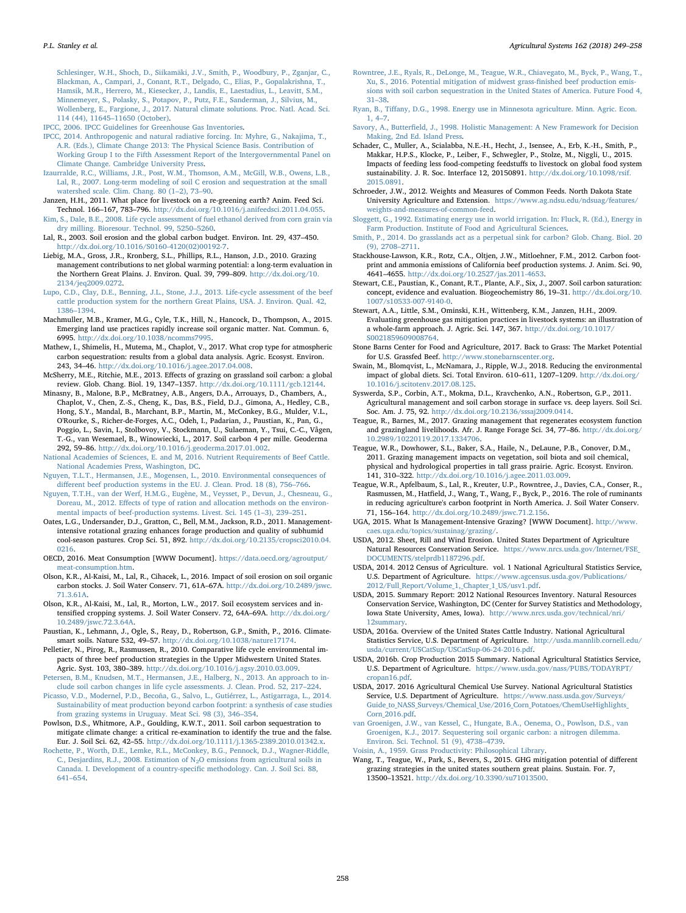Schlesinger, W.H., Shoch, D., Siikamäki, J.V., Smith, P., Woodbury, P., Zganjar, C., Blackman, A., Campari, J., Conant, R.T., Delgado, C., Elias, P., Gopalakrishna, T., Hamsik, M.R., Herrero, M., Kiesecker, J., Landis, E., Laestadius, L., Leavitt, S.M., Minnemeyer, S., Polasky, S., Potapov, P., Putz, F.E., Sanderman, J., Silvius, M., Wollenberg, E., Fargione, J., 2017. Natural climate solutions. Proc. Natl. Acad. Sci. 114 (44), 11645–11650 (October).

IPCC, 2006. IPCC Guidelines for Greenhouse Gas Inventories.

IPCC, 2014. Anthropogenic and natural radiative forcing. In: Myhre, G., Nakajima, T., A.R. (Eds.), Climate Change 2013: The Physical Science Basis. Contribution of Working Group I to the Fifth Assessment Report of the Intergovernmental Panel on Climate Change. Cambridge University Press.

Izaurralde, R.C., Williams, J.R., Post, W.M., Thomson, A.M., McGill, W.B., Owens, L.B., Lal, R., 2007. Long-term modeling of soil C erosion and sequestration at the small watershed scale. Clim. Chang. 80 (1–2), 73–90.

Janzen, H.H., 2011. What place for livestock on a re-greening earth? Anim. Feed Sci. Technol. 166–167, 783–796. http://dx.doi.org/10.1016/j.anifeedsci.2011.04.055.

Kim, S., Dale, B.E., 2008. Life cycle assessment of fuel ethanol derived from corn grain via dry milling. Bioresour. Technol. 99, 5250–5260.

Lal, R., 2003. Soil erosion and the global carbon budget. Environ. Int. 29, 437–450. http://dx.doi.org/10.1016/S0160-4120(02)00192-7.

Liebig, M.A., Gross, J.R., Kronberg, S.L., Phillips, R.L., Hanson, J.D., 2010. Grazing management contributions to net global warming potential: a long-term evaluation in the Northern Great Plains. J. Environ. Qual. 39, 799–809. http://dx.doi.org/10.2134/jeq2009.0272.

Lupo, C.D., Clay, D.E., Benning, J.L., Stone, J.J., 2013. Life-cycle assessment of the beef cattle production system for the northern Great Plains, USA. J. Environ. Qual. 42, 1386–1394.

Machmuller, M.B., Kramer, M.G., Cyle, T.K., Hill, N., Hancock, D., Thompson, A., 2015. Emerging land use practices rapidly increase soil organic matter. Nat. Commun. 6, 6995. http://dx.doi.org/10.1038/ncomms7995.

Mathew, I., Shimelis, H., Mutema, M., Chaplot, V., 2017. What crop type for atmospheric carbon sequestration: results from a global data analysis. Agric. Ecosyst. Environ. 243, 34–46. http://dx.doi.org/10.1016/j.agee.2017.04.008.

McSherry, M.E., Ritchie, M.E., 2013. Effects of grazing on grassland soil carbon: a global review. Glob. Chang. Biol. 19, 1347–1357. http://dx.doi.org/10.1111/gcb.12144.

Minasny, B., Malone, B.P., McBratney, A.B., Angers, D.A., Arrouays, D., Chambers, A., Chaplot, V., Chen, Z.-S., Cheng, K., Das, B.S., Field, D.J., Gimona, A., Hedley, C.B., Hong, S.Y., Mandal, B., Marchant, B.P., Martin, M., McConkey, B.G., Mulder, V.L., O'Rourke, S., Richer-de-Forges, A.C., Odeh, I., Padarian, J., Paustian, K., Pan, G., Poggio, L., Savin, I., Stolbovoy, V., Stockmann, U., Sulaeman, Y., Tsui, C.-C., Vågen, T.-G., van Wesemael, B., Winowiecki, L., 2017. Soil carbon 4 per mille. Geoderma 292, 59–86. http://dx.doi.org/10.1016/j.geoderma.2017.01.002.

National Academies of Sciences, E. and M, 2016. Nutrient Requirements of Beef Cattle. National Academies Press, Washington, DC.

Nguyen, T.L.T., Hermansen, J.E., Mogensen, L., 2010. Environmental consequences of different beef production systems in the EU. J. Clean. Prod. 18 (8), 756–766.

Nguyen, T.T.H., van der Werf, H.M.G., Eugène, M., Veysset, P., Devun, J., Chesneau, G., Doreau, M., 2012. Effects of type of ration and allocation methods on the environmental impacts of beef-production systems. Livest. Sci. 145 (1–3), 239–251.

Oates, L.G., Undersander, D.J., Gratton, C., Bell, M.M., Jackson, R.D., 2011. Management-intensive rotational grazing enhances forage production and quality of subhumid cool-season pastures. Crop Sci. 51, 892. http://dx.doi.org/10.2135/cropsci2010.04.0216.

OECD, 2016. Meat Consumption [WWW Document]. https://data.oecd.org/agroutput/meat-consumption.htm.

Olson, K.R., Al-Kaisi, M., Lal, R., Cihacek, L., 2016. Impact of soil erosion on soil organic carbon stocks. J. Soil Water Conserv. 71, 61A–67A. http://dx.doi.org/10.2489/jswc.71.3.61A.

Olson, K.R., Al-Kaisi, M., Lal, R., Morton, L.W., 2017. Soil ecosystem services and intensified cropping systems. J. Soil Water Conserv. 72, 64A–69A. http://dx.doi.org/10.2489/jswc.72.3.64A.

Paustian, K., Lehmann, J., Ogle, S., Reay, D., Robertson, G.P., Smith, P., 2016. Climate-smart soils. Nature 532, 49–57. http://dx.doi.org/10.1038/nature17174.

Pelletier, N., Pirog, R., Rasmussen, R., 2010. Comparative life cycle environmental impacts of three beef production strategies in the Upper Midwestern United States. Agric. Syst. 103, 380–389. http://dx.doi.org/10.1016/j.agsy.2010.03.009.

Petersen, B.M., Knudsen, M.T., Hermansen, J.E., Halberg, N., 2013. An approach to include soil carbon changes in life cycle assessments. J. Clean. Prod. 52, 217–224.

Picasso, V.D., Modernel, P.D., Becoña, G., Salvo, L., Gutiérrez, L., Astigarraga, L., 2014. Sustainability of meat production beyond carbon footprint: a synthesis of case studies from grazing systems in Uruguay. Meat Sci. 98 (3), 346–354.

Powlson, D.S., Whitmore, A.P., Goulding, K.W.T., 2011. Soil carbon sequestration to mitigate climate change: a critical re-examination to identify the true and the false. Eur. J. Soil Sci. 62, 42–55. http://dx.doi.org/10.1111/j.1365-2389.2010.01342.x.

Rochette, P., Worth, D.E., Lemke, R.L., McConkey, B.G., Pennock, D.J., Wagner-Riddle, C., Desjardins, R.J., 2008. Estimation of $N_2O$ emissions from agricultural soils in Canada. I. Development of a country-specific methodology. Can. J. Soil Sci. 88, 641–654.

Rowntree, J.E., Ryals, R., DeLonge, M., Teague, W.R., Chiavegato, M., Byck, P., Wang, T., Xu, S., 2016. Potential mitigation of midwest grass-finished beef production emissions with soil carbon sequestration in the United States of America. Future Food 4, 31–38.

Ryan, B., Tiffany, D.G., 1998. Energy use in Minnesota agriculture. Minn. Agric. Econ. 1, 4–7.

Savory, A., Butterfield, J., 1998. Holistic Management: A New Framework for Decision Making, 2nd Ed. Island Press.

Schader, C., Muller, A., Scialabba, N.E.-H., Hecht, J., Isensee, A., Erb, K.-H., Smith, P., Makkar, H.P.S., Klocke, P., Leiber, F., Schwegler, P., Stolze, M., Niggli, U., 2015. Impacts of feeding less food-competing feedstuffs to livestock on global food system sustainability. J. R. Soc. Interface 12, 20150891. http://dx.doi.org/10.1098/rsif.2015.0891.

Schroeder, J.W., 2012. Weights and Measures of Common Feeds. North Dakota State University Agriculture and Extension. https://www.ag.ndsu.edu/ndsuag/features/weights-and-measures-of-common-feed.

Sloggett, G., 1992. Estimating energy use in world irrigation. In: Fluck, R. (Ed.), Energy in Farm Production. Institute of Food and Agricultural Sciences.

Smith, P., 2014. Do grasslands act as a perpetual sink for carbon? Glob. Chang. Biol. 20 (9), 2708–2711.

Stackhouse-Lawson, K.R., Rotz, C.A., Oltjen, J.W., Mitloehner, F.M., 2012. Carbon footprint and ammonia emissions of California beef production systems. J. Anim. Sci. 90, 4641–4655. http://dx.doi.org/10.2527/jas.2011-4653.

Stewart, C.E., Paustian, K., Conant, R.T., Plante, A.F., Six, J., 2007. Soil carbon saturation: concept, evidence and evaluation. Biogeochemistry 86, 19–31. http://dx.doi.org/10.1007/s10533-007-9140-0.

Stewart, A.A., Little, S.M., Ominski, K.H., Wittenberg, K.M., Janzen, H.H., 2009. Evaluating greenhouse gas mitigation practices in livestock systems: an illustration of a whole-farm approach. J. Agric. Sci. 147, 367. http://dx.doi.org/10.1017/S0021859609008764.

Stone Barns Center for Food and Agriculture, 2017. Back to Grass: The Market Potential for U.S. Grassfed Beef. http://www.stonebarnscenter.org.

Swain, M., Blomqvist, L., McNamara, J., Ripple, W.J., 2018. Reducing the environmental impact of global diets. Sci. Total Environ. 610–611, 1207–1209. http://dx.doi.org/10.1016/j.scitotenv.2017.08.125.

Syswerda, S.P., Corbin, A.T., Mokma, D.L., Kravchenko, A.N., Robertson, G.P., 2011. Agricultural management and soil carbon storage in surface vs. deep layers. Soil Sci. Soc. Am. J. 75, 92. http://dx.doi.org/10.2136/sssaj2009.0414.

Teague, R., Barnes, M., 2017. Grazing management that regenerates ecosystem function and grazingland livelihoods. Afr. J. Range Forage Sci. 34, 77–86. http://dx.doi.org/10.2989/10220119.2017.1334706.

Teague, W.R., Dowhower, S.L., Baker, S.A., Haile, N., DeLaune, P.B., Conover, D.M., 2011. Grazing management impacts on vegetation, soil biota and soil chemical, physical and hydrological properties in tall grass prairie. Agric. Ecosyst. Environ. 141, 310–322. http://dx.doi.org/10.1016/j.agee.2011.03.009.

Teague, W.R., Apfelbaum, S., Lal, R., Kreuter, U.P., Rowntree, J., Davies, C.A., Conser, R., Rasmussen, M., Hatfield, J., Wang, T., Wang, F., Byck, P., 2016. The role of ruminants in reducing agriculture's carbon footprint in North America. J. Soil Water Conserv. 71, 156–164. http://dx.doi.org/10.2489/jswc.71.2.156.

UGA, 2015. What Is Management-Intensive Grazing? [WWW Document]. http://www.caes.uga.edu/topics/sustainag/grazing/.

USDA, 2012. Sheet, Rill and Wind Erosion. United States Department of Agriculture Natural Resources Conservation Service. https://www.nrcs.usda.gov/Internet/FSE_DOCUMENTS/stelprdb1187296.pdf.

USDA, 2014. 2012 Census of Agriculture. vol. 1 National Agricultural Statistics Service, U.S. Department of Agriculture. https://www.agcensus.usda.gov/Publications/2012/Full_Report/Volume_1,_Chapter_1_US/usv1.pdf.

USDA, 2015. Summary Report: 2012 National Resources Inventory. Natural Resources Conservation Service, Washington, DC (Center for Survey Statistics and Methodology, Iowa State University, Ames, Iowa). http://www.nrcs.usda.gov/technical/nri/12summary.

USDA, 2016a. Overview of the United States Cattle Industry. National Agricultural Statistics Service, U.S. Department of Agriculture. http://usda.mannlib.cornell.edu/usda/current/USCatSup/USCatSup-06-24-2016.pdf.

USDA, 2016b. Crop Production 2015 Summary. National Agricultural Statistics Service, U.S. Department of Agriculture. https://www.usda.gov/nass/PUBS/TODAYRPT/cropan16.pdf.

USDA, 2017. 2016 Agricultural Chemical Use Survey. National Agricultural Statistics Service, U.S. Department of Agriculture. https://www.nass.usda.gov/Surveys/Guide_to_NASS_Surveys/Chemical_Use/2016_Corn_Potatoes/ChemUseHighlights_Corn_2016.pdf.

van Groenigen, J.W., van Kessel, C., Hungate, B.A., Oenema, O., Powlson, D.S., van Groenigen, K.J., 2017. Sequestering soil organic carbon: a nitrogen dilemma. Environ. Sci. Technol. 51 (9), 4738–4739.

Voisin, A., 1959. Grass Productivity: Philosophical Library.

Wang, T., Teague, W., Park, S., Bevers, S., 2015. GHG mitigation potential of different grazing strategies in the united states southern great plains. Sustain. For. 7, 13500–13521. http://dx.doi.org/10.3390/su71013500.